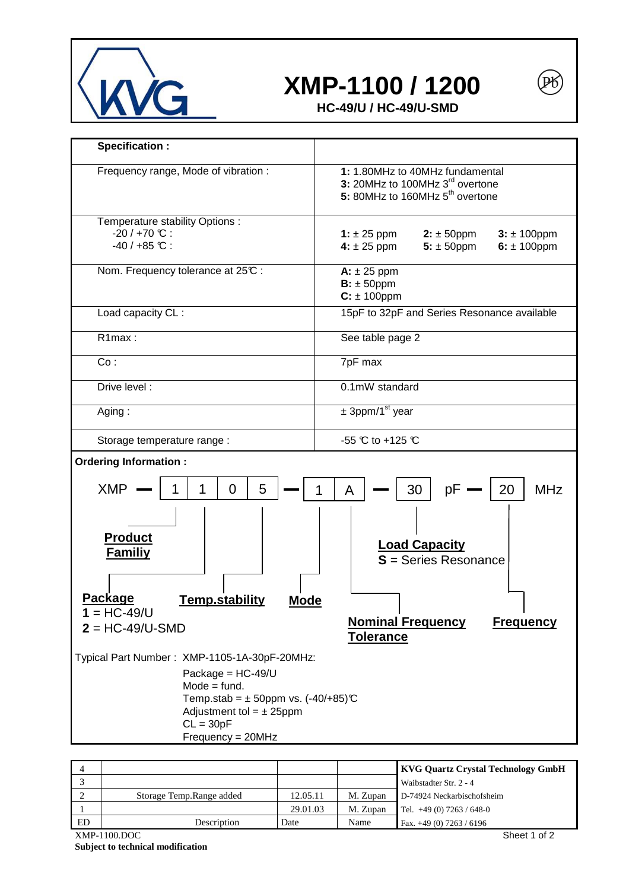# XMP-1100 / 1200

**HC-49/U / HC-49/U-SMD**

| **Specification :** | |
|---|---|
| Frequency range, Mode of vibration : | **1:** 1.80MHz to 40MHz fundamental<br>**3:** 20MHz to 100MHz 3rd overtone<br>**5:** 80MHz to 160MHz 5th overtone |
| Temperature stability Options :<br>-20 / +70 °C :<br>-40 / +85 °C : | **1:** ± 25 ppm  **2:** ± 50ppm  **3:** ± 100ppm<br>**4:** ± 25 ppm  **5:** ± 50ppm  **6:** ± 100ppm |
| Nom. Frequency tolerance at 25°C : | **A:** ± 25 ppm<br>**B:** ± 50ppm<br>**C:** ± 100ppm |
| Load capacity CL : | 15pF to 32pF and Series Resonance available |
| R1max : | See table page 2 |
| Co : | 7pF max |
| Drive level : | 0.1mW standard |
| Aging : | ± 3ppm/1st year |
| Storage temperature range : | -55 °C to +125 °C |

**Ordering Information :**

XMP — 1 1 0 5 — 1 A — 30 pF — 20 MHz

- **Product Familiy**: 1 1
- **Package**: 0 — **1** = HC-49/U, **2** = HC-49/U-SMD
- **Temp.stability**: 5
- **Mode**: 1
- **Nominal Frequency Tolerance**: A
- **Load Capacity**: 30 — **S** = Series Resonance
- **Frequency**: 20

Typical Part Number : XMP-1105-1A-30pF-20MHz:

Package = HC-49/U
Mode = fund.
Temp.stab = ± 50ppm vs. (-40/+85)°C
Adjustment tol = ± 25ppm
CL = 30pF
Frequency = 20MHz

| ED | Description | Date | Name |
|---|---|---|---|
| 4 | | | |
| 3 | | | |
| 2 | Storage Temp.Range added | 12.05.11 | M. Zupan |
| 1 | | 29.01.03 | M. Zupan |

**KVG Quartz Crystal Technology GmbH**
Waibstadter Str. 2 - 4
D-74924 Neckarbischofsheim
Tel. +49 (0) 7263 / 648-0
Fax. +49 (0) 7263 / 6196

XMP-1100.DOC

**Subject to technical modification**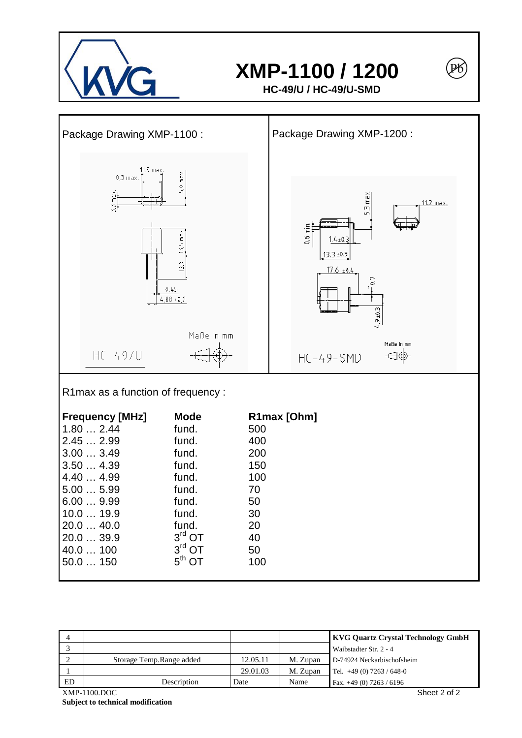# XMP-1100 / 1200

**HC-49/U / HC-49/U-SMD**

Package Drawing XMP-1100 :

11,5 max.
10,3 max.
5,0 max.
3,8 max.
13,5 max.
13,0
0,45
4,88 ±0,2
Maße in mm
HC 49/U

Package Drawing XMP-1200 :

5.3 max.
11.2 max.
0.6 min.
1.4±0.3
13.3±0.3
17.6 ±0.4
~0.7
4.9±0.3
Maße in mm
HC-49-SMD

R1max as a function of frequency :

| Frequency [MHz] | Mode | R1max [Ohm] |
|---|---|---|
| 1.80 … 2.44 | fund. | 500 |
| 2.45 … 2.99 | fund. | 400 |
| 3.00 … 3.49 | fund. | 200 |
| 3.50 … 4.39 | fund. | 150 |
| 4.40 … 4.99 | fund. | 100 |
| 5.00 … 5.99 | fund. | 70 |
| 6.00 … 9.99 | fund. | 50 |
| 10.0 … 19.9 | fund. | 30 |
| 20.0 … 40.0 | fund. | 20 |
| 20.0 … 39.9 | $3^{rd}$ OT | 40 |
| 40.0 … 100 | $3^{rd}$ OT | 50 |
| 50.0 … 150 | $5^{th}$ OT | 100 |

| ED | Description | Date | Name | |
|---|---|---|---|---|
| 4 | | | | **KVG Quartz Crystal Technology GmbH** |
| 3 | | | | Waibstadter Str. 2 - 4 |
| 2 | Storage Temp.Range added | 12.05.11 | M. Zupan | D-74924 Neckarbischofsheim |
| 1 | | 29.01.03 | M. Zupan | Tel. +49 (0) 7263 / 648-0 |
| | | | | Fax. +49 (0) 7263 / 6196 |

XMP-1100.DOC

**Subject to technical modification**